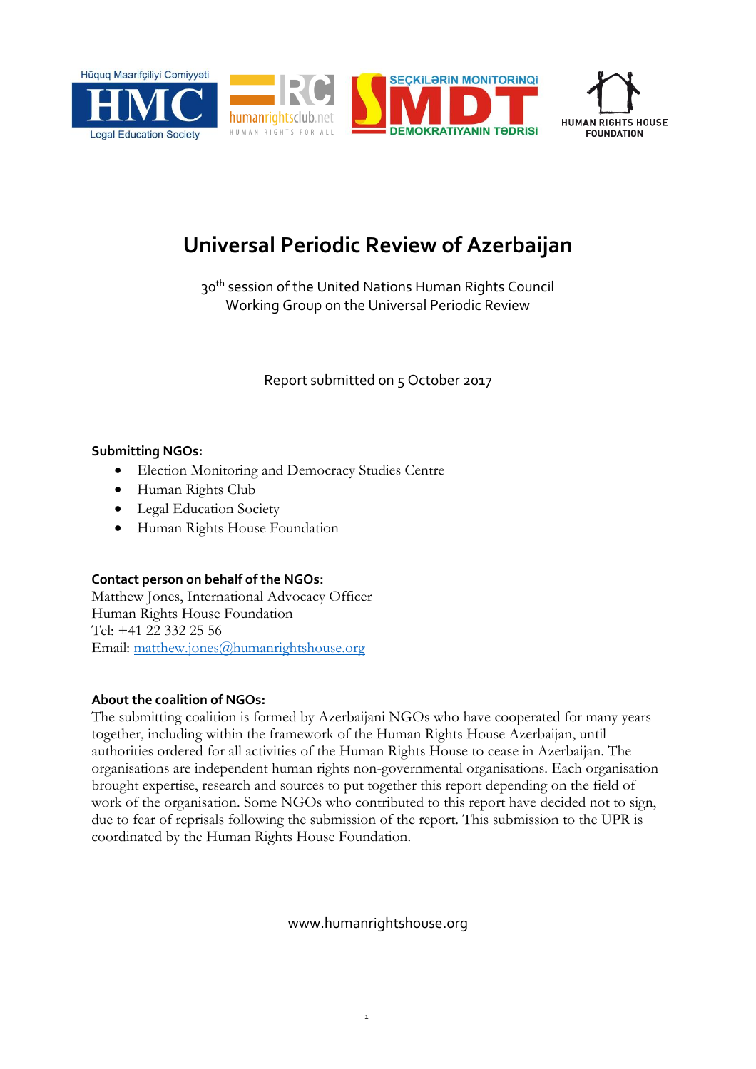# Universal Periodic Review of Azerbaijan

30th session of the United Nations Human Rights Council
Working Group on the Universal Periodic Review

Report submitted on 5 October 2017

**Submitting NGOs:**

- Election Monitoring and Democracy Studies Centre
- Human Rights Club
- Legal Education Society
- Human Rights House Foundation

**Contact person on behalf of the NGOs:**
Matthew Jones, International Advocacy Officer
Human Rights House Foundation
Tel: +41 22 332 25 56
Email: matthew.jones@humanrightshouse.org

**About the coalition of NGOs:**
The submitting coalition is formed by Azerbaijani NGOs who have cooperated for many years together, including within the framework of the Human Rights House Azerbaijan, until authorities ordered for all activities of the Human Rights House to cease in Azerbaijan. The organisations are independent human rights non-governmental organisations. Each organisation brought expertise, research and sources to put together this report depending on the field of work of the organisation. Some NGOs who contributed to this report have decided not to sign, due to fear of reprisals following the submission of the report. This submission to the UPR is coordinated by the Human Rights House Foundation.

www.humanrightshouse.org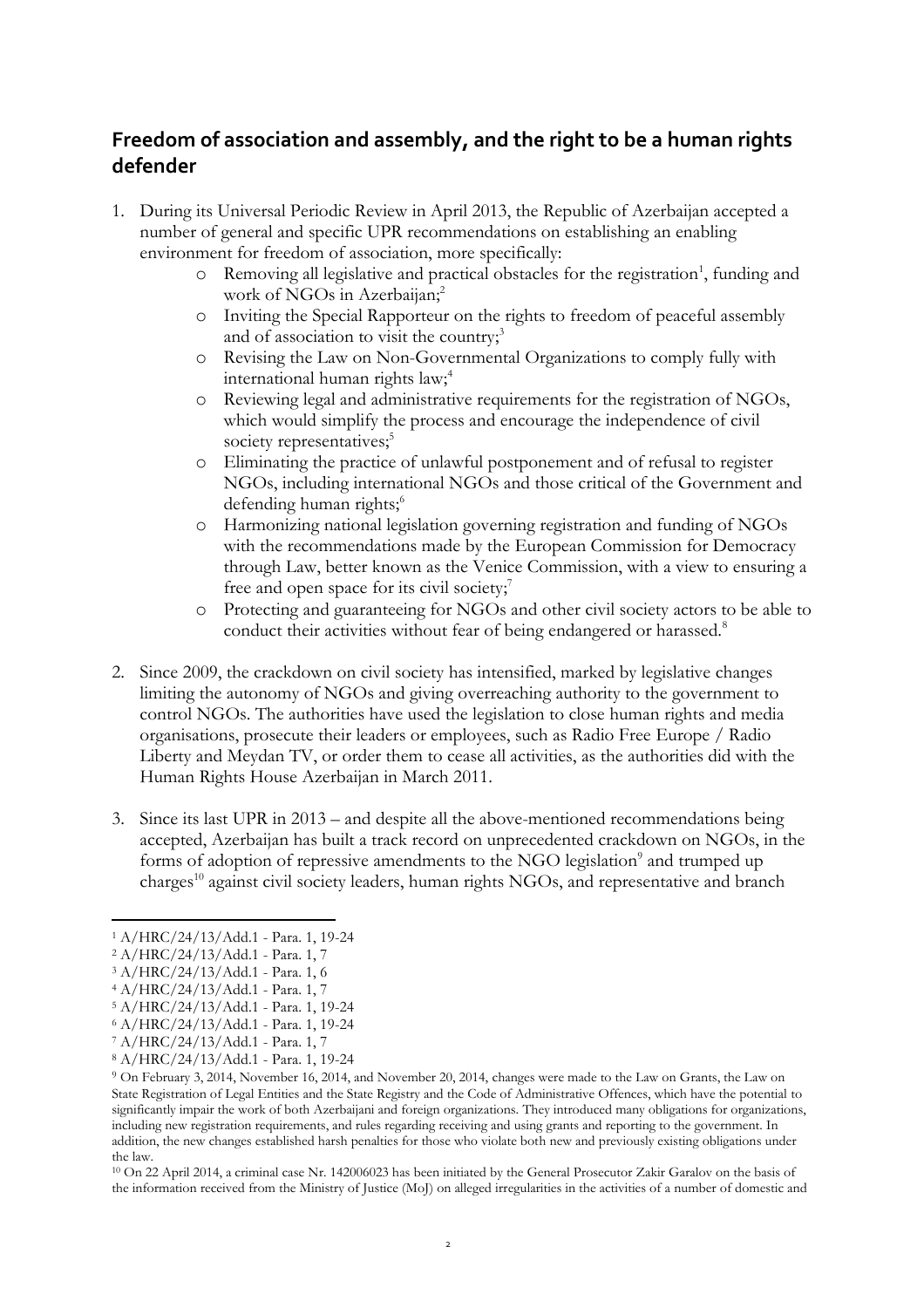## Freedom of association and assembly, and the right to be a human rights defender

1. During its Universal Periodic Review in April 2013, the Republic of Azerbaijan accepted a number of general and specific UPR recommendations on establishing an enabling environment for freedom of association, more specifically:
   - Removing all legislative and practical obstacles for the registration[1], funding and work of NGOs in Azerbaijan;[2]
   - Inviting the Special Rapporteur on the rights to freedom of peaceful assembly and of association to visit the country;[3]
   - Revising the Law on Non-Governmental Organizations to comply fully with international human rights law;[4]
   - Reviewing legal and administrative requirements for the registration of NGOs, which would simplify the process and encourage the independence of civil society representatives;[5]
   - Eliminating the practice of unlawful postponement and of refusal to register NGOs, including international NGOs and those critical of the Government and defending human rights;[6]
   - Harmonizing national legislation governing registration and funding of NGOs with the recommendations made by the European Commission for Democracy through Law, better known as the Venice Commission, with a view to ensuring a free and open space for its civil society;[7]
   - Protecting and guaranteeing for NGOs and other civil society actors to be able to conduct their activities without fear of being endangered or harassed.[8]

2. Since 2009, the crackdown on civil society has intensified, marked by legislative changes limiting the autonomy of NGOs and giving overreaching authority to the government to control NGOs. The authorities have used the legislation to close human rights and media organisations, prosecute their leaders or employees, such as Radio Free Europe / Radio Liberty and Meydan TV, or order them to cease all activities, as the authorities did with the Human Rights House Azerbaijan in March 2011.

3. Since its last UPR in 2013 – and despite all the above-mentioned recommendations being accepted, Azerbaijan has built a track record on unprecedented crackdown on NGOs, in the forms of adoption of repressive amendments to the NGO legislation[9] and trumped up charges[10] against civil society leaders, human rights NGOs, and representative and branch

---

[1] A/HRC/24/13/Add.1 - Para. 1, 19-24

[2] A/HRC/24/13/Add.1 - Para. 1, 7

[3] A/HRC/24/13/Add.1 - Para. 1, 6

[4] A/HRC/24/13/Add.1 - Para. 1, 7

[5] A/HRC/24/13/Add.1 - Para. 1, 19-24

[6] A/HRC/24/13/Add.1 - Para. 1, 19-24

[7] A/HRC/24/13/Add.1 - Para. 1, 7

[8] A/HRC/24/13/Add.1 - Para. 1, 19-24

[9] On February 3, 2014, November 16, 2014, and November 20, 2014, changes were made to the Law on Grants, the Law on State Registration of Legal Entities and the State Registry and the Code of Administrative Offences, which have the potential to significantly impair the work of both Azerbaijani and foreign organizations. They introduced many obligations for organizations, including new registration requirements, and rules regarding receiving and using grants and reporting to the government. In addition, the new changes established harsh penalties for those who violate both new and previously existing obligations under the law.

[10] On 22 April 2014, a criminal case Nr. 142006023 has been initiated by the General Prosecutor Zakir Garalov on the basis of the information received from the Ministry of Justice (MoJ) on alleged irregularities in the activities of a number of domestic and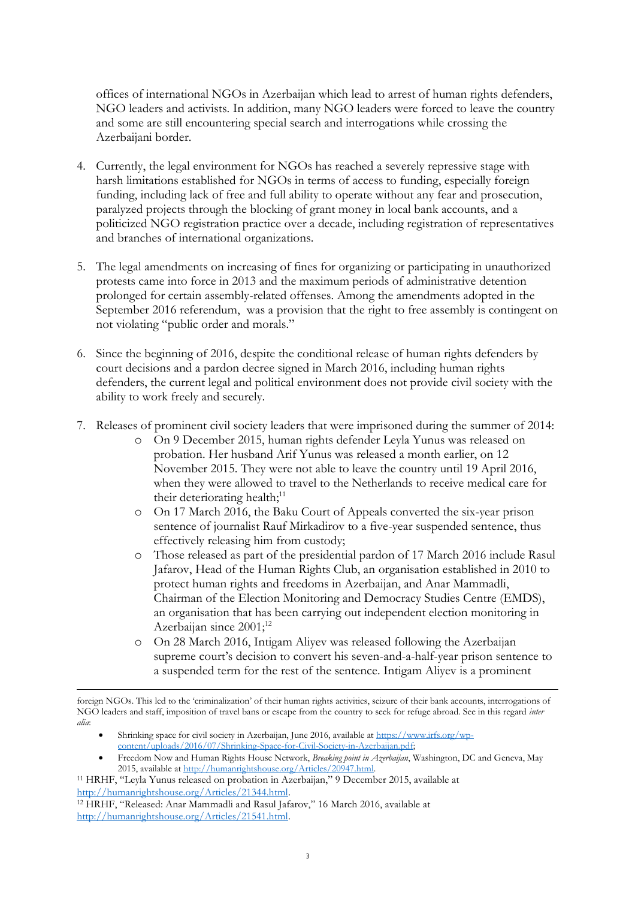offices of international NGOs in Azerbaijan which lead to arrest of human rights defenders, NGO leaders and activists. In addition, many NGO leaders were forced to leave the country and some are still encountering special search and interrogations while crossing the Azerbaijani border.

4. Currently, the legal environment for NGOs has reached a severely repressive stage with harsh limitations established for NGOs in terms of access to funding, especially foreign funding, including lack of free and full ability to operate without any fear and prosecution, paralyzed projects through the blocking of grant money in local bank accounts, and a politicized NGO registration practice over a decade, including registration of representatives and branches of international organizations.

5. The legal amendments on increasing of fines for organizing or participating in unauthorized protests came into force in 2013 and the maximum periods of administrative detention prolonged for certain assembly-related offenses. Among the amendments adopted in the September 2016 referendum, was a provision that the right to free assembly is contingent on not violating "public order and morals."

6. Since the beginning of 2016, despite the conditional release of human rights defenders by court decisions and a pardon decree signed in March 2016, including human rights defenders, the current legal and political environment does not provide civil society with the ability to work freely and securely.

7. Releases of prominent civil society leaders that were imprisoned during the summer of 2014:
   - On 9 December 2015, human rights defender Leyla Yunus was released on probation. Her husband Arif Yunus was released a month earlier, on 12 November 2015. They were not able to leave the country until 19 April 2016, when they were allowed to travel to the Netherlands to receive medical care for their deteriorating health;[11]
   - On 17 March 2016, the Baku Court of Appeals converted the six-year prison sentence of journalist Rauf Mirkadirov to a five-year suspended sentence, thus effectively releasing him from custody;
   - Those released as part of the presidential pardon of 17 March 2016 include Rasul Jafarov, Head of the Human Rights Club, an organisation established in 2010 to protect human rights and freedoms in Azerbaijan, and Anar Mammadli, Chairman of the Election Monitoring and Democracy Studies Centre (EMDS), an organisation that has been carrying out independent election monitoring in Azerbaijan since 2001;[12]
   - On 28 March 2016, Intigam Aliyev was released following the Azerbaijan supreme court's decision to convert his seven-and-a-half-year prison sentence to a suspended term for the rest of the sentence. Intigam Aliyev is a prominent

---

foreign NGOs. This led to the 'criminalization' of their human rights activities, seizure of their bank accounts, interrogations of NGO leaders and staff, imposition of travel bans or escape from the country to seek for refuge abroad. See in this regard *inter alia*:

- Shrinking space for civil society in Azerbaijan, June 2016, available at https://www.irfs.org/wp-content/uploads/2016/07/Shrinking-Space-for-Civil-Society-in-Azerbaijan.pdf;
- Freedom Now and Human Rights House Network, *Breaking point in Azerbaijan*, Washington, DC and Geneva, May 2015, available at http://humanrightshouse.org/Articles/20947.html.

[11] HRHF, "Leyla Yunus released on probation in Azerbaijan," 9 December 2015, available at http://humanrightshouse.org/Articles/21344.html.

[12] HRHF, "Released: Anar Mammadli and Rasul Jafarov," 16 March 2016, available at http://humanrightshouse.org/Articles/21541.html.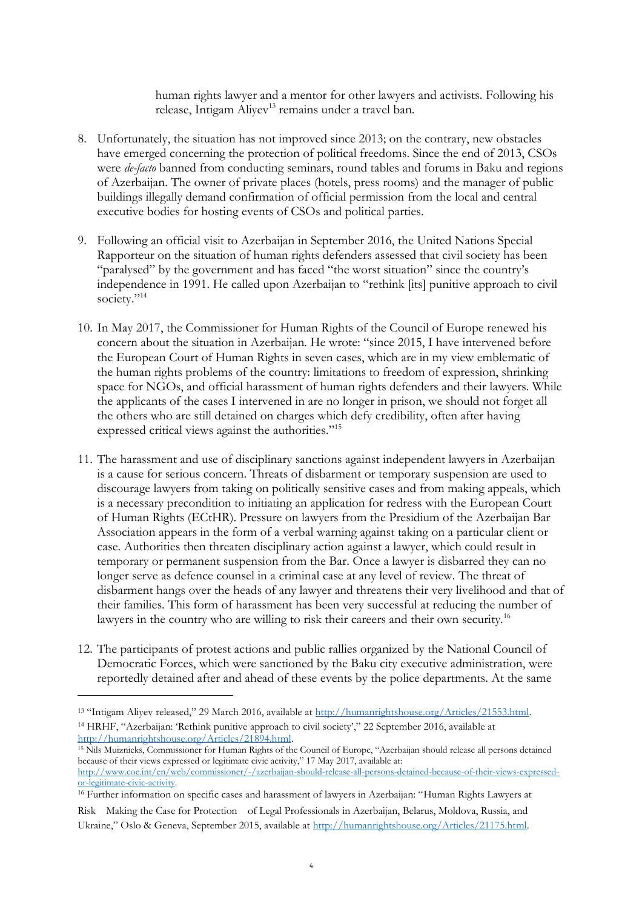human rights lawyer and a mentor for other lawyers and activists. Following his release, Intigam Aliyev[13] remains under a travel ban.

8. Unfortunately, the situation has not improved since 2013; on the contrary, new obstacles have emerged concerning the protection of political freedoms. Since the end of 2013, CSOs were *de-facto* banned from conducting seminars, round tables and forums in Baku and regions of Azerbaijan. The owner of private places (hotels, press rooms) and the manager of public buildings illegally demand confirmation of official permission from the local and central executive bodies for hosting events of CSOs and political parties.

9. Following an official visit to Azerbaijan in September 2016, the United Nations Special Rapporteur on the situation of human rights defenders assessed that civil society has been "paralysed" by the government and has faced "the worst situation" since the country's independence in 1991. He called upon Azerbaijan to "rethink [its] punitive approach to civil society."[14]

10. In May 2017, the Commissioner for Human Rights of the Council of Europe renewed his concern about the situation in Azerbaijan. He wrote: "since 2015, I have intervened before the European Court of Human Rights in seven cases, which are in my view emblematic of the human rights problems of the country: limitations to freedom of expression, shrinking space for NGOs, and official harassment of human rights defenders and their lawyers. While the applicants of the cases I intervened in are no longer in prison, we should not forget all the others who are still detained on charges which defy credibility, often after having expressed critical views against the authorities."[15]

11. The harassment and use of disciplinary sanctions against independent lawyers in Azerbaijan is a cause for serious concern. Threats of disbarment or temporary suspension are used to discourage lawyers from taking on politically sensitive cases and from making appeals, which is a necessary precondition to initiating an application for redress with the European Court of Human Rights (ECtHR). Pressure on lawyers from the Presidium of the Azerbaijan Bar Association appears in the form of a verbal warning against taking on a particular client or case. Authorities then threaten disciplinary action against a lawyer, which could result in temporary or permanent suspension from the Bar. Once a lawyer is disbarred they can no longer serve as defence counsel in a criminal case at any level of review. The threat of disbarment hangs over the heads of any lawyer and threatens their very livelihood and that of their families. This form of harassment has been very successful at reducing the number of lawyers in the country who are willing to risk their careers and their own security.[16]

12. The participants of protest actions and public rallies organized by the National Council of Democratic Forces, which were sanctioned by the Baku city executive administration, were reportedly detained after and ahead of these events by the police departments. At the same

---

[13] "Intigam Aliyev released," 29 March 2016, available at http://humanrightshouse.org/Articles/21553.html.

[14] HRHF, "Azerbaijan: 'Rethink punitive approach to civil society'," 22 September 2016, available at http://humanrightshouse.org/Articles/21894.html.

[15] Nils Muiznieks, Commissioner for Human Rights of the Council of Europe, "Azerbaijan should release all persons detained because of their views expressed or legitimate civic activity," 17 May 2017, available at: http://www.coe.int/en/web/commissioner/-/azerbaijan-should-release-all-persons-detained-because-of-their-views-expressed-or-legitimate-civic-activity.

[16] Further information on specific cases and harassment of lawyers in Azerbaijan: "Human Rights Lawyers at Risk Making the Case for Protection of Legal Professionals in Azerbaijan, Belarus, Moldova, Russia, and Ukraine," Oslo & Geneva, September 2015, available at http://humanrightshouse.org/Articles/21175.html.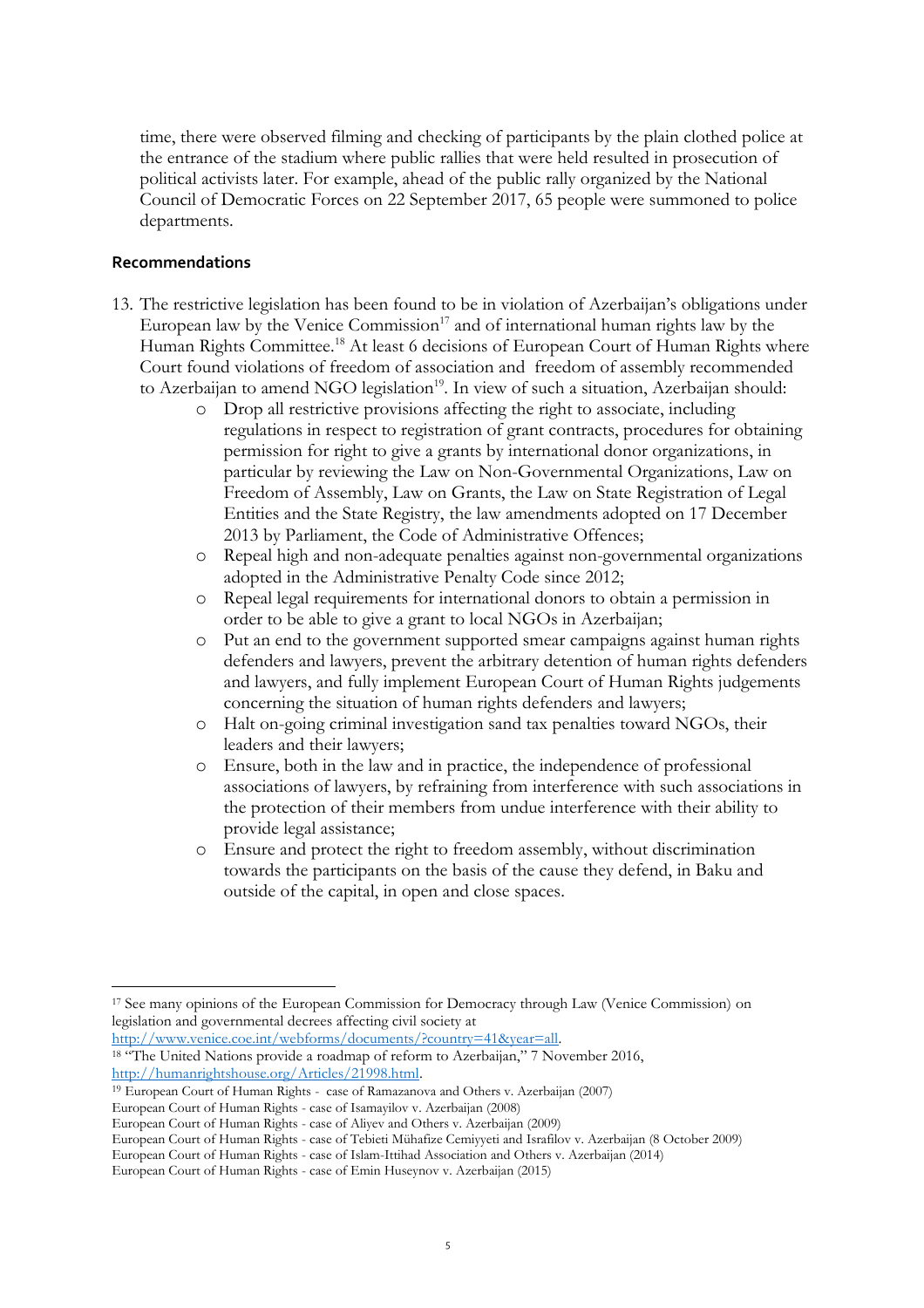time, there were observed filming and checking of participants by the plain clothed police at the entrance of the stadium where public rallies that were held resulted in prosecution of political activists later. For example, ahead of the public rally organized by the National Council of Democratic Forces on 22 September 2017, 65 people were summoned to police departments.

## Recommendations

13. The restrictive legislation has been found to be in violation of Azerbaijan's obligations under European law by the Venice Commission[17] and of international human rights law by the Human Rights Committee.[18] At least 6 decisions of European Court of Human Rights where Court found violations of freedom of association and freedom of assembly recommended to Azerbaijan to amend NGO legislation[19]. In view of such a situation, Azerbaijan should:
    - Drop all restrictive provisions affecting the right to associate, including regulations in respect to registration of grant contracts, procedures for obtaining permission for right to give a grants by international donor organizations, in particular by reviewing the Law on Non-Governmental Organizations, Law on Freedom of Assembly, Law on Grants, the Law on State Registration of Legal Entities and the State Registry, the law amendments adopted on 17 December 2013 by Parliament, the Code of Administrative Offences;
    - Repeal high and non-adequate penalties against non-governmental organizations adopted in the Administrative Penalty Code since 2012;
    - Repeal legal requirements for international donors to obtain a permission in order to be able to give a grant to local NGOs in Azerbaijan;
    - Put an end to the government supported smear campaigns against human rights defenders and lawyers, prevent the arbitrary detention of human rights defenders and lawyers, and fully implement European Court of Human Rights judgements concerning the situation of human rights defenders and lawyers;
    - Halt on-going criminal investigation sand tax penalties toward NGOs, their leaders and their lawyers;
    - Ensure, both in the law and in practice, the independence of professional associations of lawyers, by refraining from interference with such associations in the protection of their members from undue interference with their ability to provide legal assistance;
    - Ensure and protect the right to freedom assembly, without discrimination towards the participants on the basis of the cause they defend, in Baku and outside of the capital, in open and close spaces.

---

[17] See many opinions of the European Commission for Democracy through Law (Venice Commission) on legislation and governmental decrees affecting civil society at http://www.venice.coe.int/webforms/documents/?country=41&year=all.

[18] "The United Nations provide a roadmap of reform to Azerbaijan," 7 November 2016, http://humanrightshouse.org/Articles/21998.html.

[19] European Court of Human Rights - case of Ramazanova and Others v. Azerbaijan (2007)
European Court of Human Rights - case of Isamayilov v. Azerbaijan (2008)
European Court of Human Rights - case of Aliyev and Others v. Azerbaijan (2009)
European Court of Human Rights - case of Tebieti Mühafize Cemiyyeti and Israfilov v. Azerbaijan (8 October 2009)
European Court of Human Rights - case of Islam-Ittihad Association and Others v. Azerbaijan (2014)
European Court of Human Rights - case of Emin Huseynov v. Azerbaijan (2015)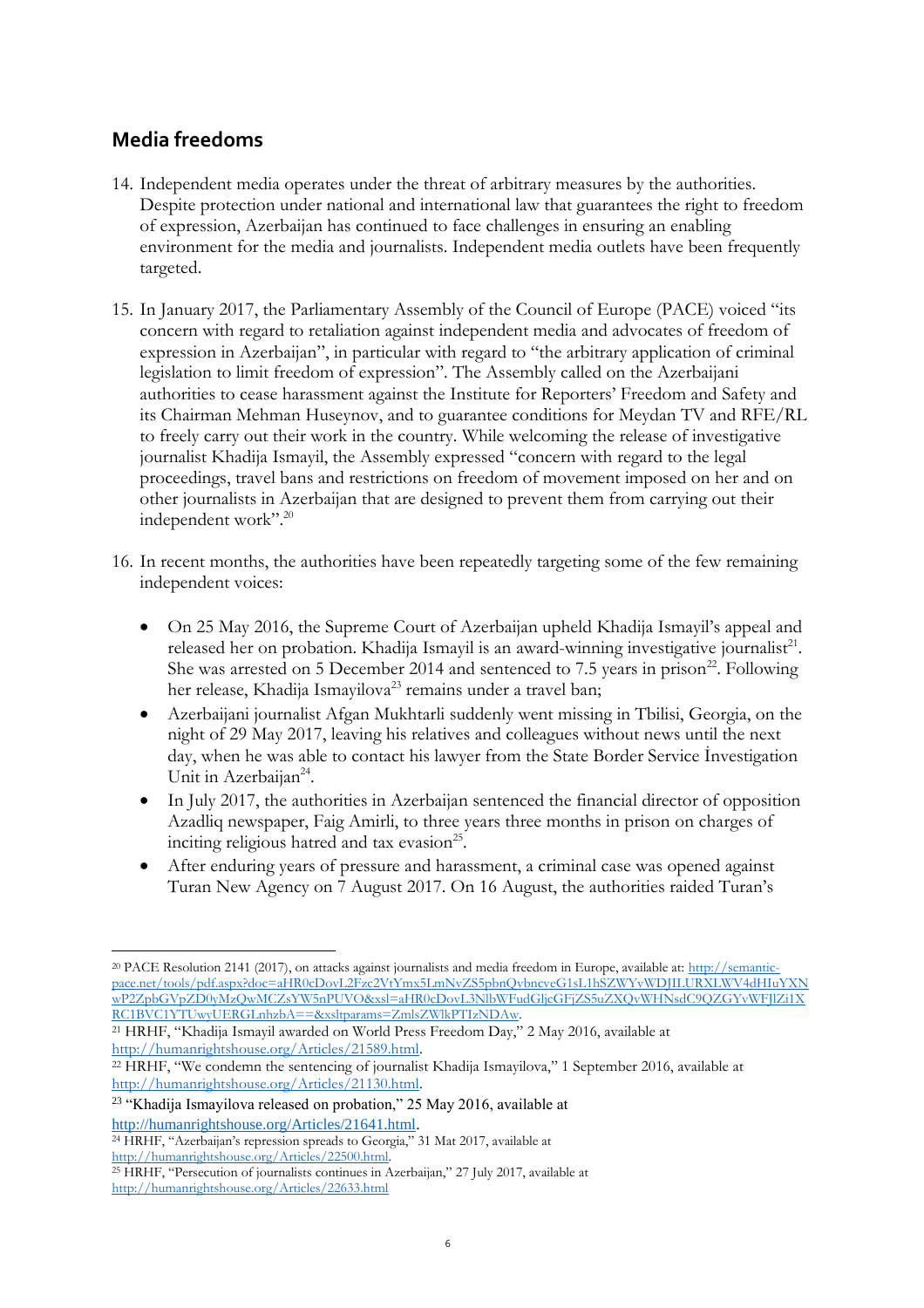## Media freedoms

14. Independent media operates under the threat of arbitrary measures by the authorities. Despite protection under national and international law that guarantees the right to freedom of expression, Azerbaijan has continued to face challenges in ensuring an enabling environment for the media and journalists. Independent media outlets have been frequently targeted.

15. In January 2017, the Parliamentary Assembly of the Council of Europe (PACE) voiced "its concern with regard to retaliation against independent media and advocates of freedom of expression in Azerbaijan", in particular with regard to "the arbitrary application of criminal legislation to limit freedom of expression". The Assembly called on the Azerbaijani authorities to cease harassment against the Institute for Reporters' Freedom and Safety and its Chairman Mehman Huseynov, and to guarantee conditions for Meydan TV and RFE/RL to freely carry out their work in the country. While welcoming the release of investigative journalist Khadija Ismayil, the Assembly expressed "concern with regard to the legal proceedings, travel bans and restrictions on freedom of movement imposed on her and on other journalists in Azerbaijan that are designed to prevent them from carrying out their independent work".[20]

16. In recent months, the authorities have been repeatedly targeting some of the few remaining independent voices:

    - On 25 May 2016, the Supreme Court of Azerbaijan upheld Khadija Ismayil's appeal and released her on probation. Khadija Ismayil is an award-winning investigative journalist[21]. She was arrested on 5 December 2014 and sentenced to 7.5 years in prison[22]. Following her release, Khadija Ismayilova[23] remains under a travel ban;
    - Azerbaijani journalist Afgan Mukhtarli suddenly went missing in Tbilisi, Georgia, on the night of 29 May 2017, leaving his relatives and colleagues without news until the next day, when he was able to contact his lawyer from the State Border Service İnvestigation Unit in Azerbaijan[24].
    - In July 2017, the authorities in Azerbaijan sentenced the financial director of opposition Azadliq newspaper, Faig Amirli, to three years three months in prison on charges of inciting religious hatred and tax evasion[25].
    - After enduring years of pressure and harassment, a criminal case was opened against Turan New Agency on 7 August 2017. On 16 August, the authorities raided Turan's

---

[20] PACE Resolution 2141 (2017), on attacks against journalists and media freedom in Europe, available at: http://semantic-pace.net/tools/pdf.aspx?doc=aHR0cDovL2Fzc2VtYmx5LmNvZS5pbnQvbncveG1sL1hSZWYvWDJILURXLWV4dHIuYXNwP2ZpbGVpZD0yMzQwMCZsYW5nPUVO&xsl=aHR0cDovL3NlbWFudGljcGFjZS5uZXQvWHNsdC9QZGYvWFJlZi1XRC1BVC1YTUwyUERGLnhzbA==&xsltparams=ZmlsZWlkPTIzNDAw.

[21] HRHF, "Khadija Ismayil awarded on World Press Freedom Day," 2 May 2016, available at http://humanrightshouse.org/Articles/21589.html.

[22] HRHF, "We condemn the sentencing of journalist Khadija Ismayilova," 1 September 2016, available at http://humanrightshouse.org/Articles/21130.html.

[23] "Khadija Ismayilova released on probation," 25 May 2016, available at http://humanrightshouse.org/Articles/21641.html.

[24] HRHF, "Azerbaijan's repression spreads to Georgia," 31 Mat 2017, available at http://humanrightshouse.org/Articles/22500.html.

[25] HRHF, "Persecution of journalists continues in Azerbaijan," 27 July 2017, available at http://humanrightshouse.org/Articles/22633.html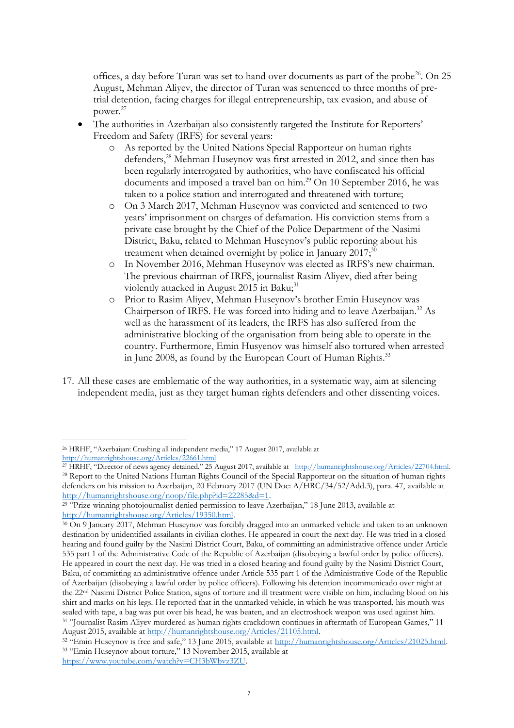offices, a day before Turan was set to hand over documents as part of the probe[26]. On 25 August, Mehman Aliyev, the director of Turan was sentenced to three months of pre-trial detention, facing charges for illegal entrepreneurship, tax evasion, and abuse of power.[27]

- The authorities in Azerbaijan also consistently targeted the Institute for Reporters' Freedom and Safety (IRFS) for several years:
    - As reported by the United Nations Special Rapporteur on human rights defenders,[28] Mehman Huseynov was first arrested in 2012, and since then has been regularly interrogated by authorities, who have confiscated his official documents and imposed a travel ban on him.[29] On 10 September 2016, he was taken to a police station and interrogated and threatened with torture;
    - On 3 March 2017, Mehman Huseynov was convicted and sentenced to two years' imprisonment on charges of defamation. His conviction stems from a private case brought by the Chief of the Police Department of the Nasimi District, Baku, related to Mehman Huseynov's public reporting about his treatment when detained overnight by police in January 2017;[30]
    - In November 2016, Mehman Huseynov was elected as IRFS's new chairman. The previous chairman of IRFS, journalist Rasim Aliyev, died after being violently attacked in August 2015 in Baku;[31]
    - Prior to Rasim Aliyev, Mehman Huseynov's brother Emin Huseynov was Chairperson of IRFS. He was forced into hiding and to leave Azerbaijan.[32] As well as the harassment of its leaders, the IRFS has also suffered from the administrative blocking of the organisation from being able to operate in the country. Furthermore, Emin Husyenov was himself also tortured when arrested in June 2008, as found by the European Court of Human Rights.[33]

17. All these cases are emblematic of the way authorities, in a systematic way, aim at silencing independent media, just as they target human rights defenders and other dissenting voices.

---

[26] HRHF, "Azerbaijan: Crushing all independent media," 17 August 2017, available at http://humanrightshouse.org/Articles/22661.html

[27] HRHF, "Director of news agency detained," 25 August 2017, available at http://humanrightshouse.org/Articles/22704.html.

[28] Report to the United Nations Human Rights Council of the Special Rapporteur on the situation of human rights defenders on his mission to Azerbaijan, 20 February 2017 (UN Doc: A/HRC/34/52/Add.3), para. 47, available at http://humanrightshouse.org/noop/file.php?id=22285&d=1.

[29] "Prize-winning photojournalist denied permission to leave Azerbaijan," 18 June 2013, available at http://humanrightshouse.org/Articles/19350.html.

[30] On 9 January 2017, Mehman Huseynov was forcibly dragged into an unmarked vehicle and taken to an unknown destination by unidentified assailants in civilian clothes. He appeared in court the next day. He was tried in a closed hearing and found guilty by the Nasimi District Court, Baku, of committing an administrative offence under Article 535 part 1 of the Administrative Code of the Republic of Azerbaijan (disobeying a lawful order by police officers). He appeared in court the next day. He was tried in a closed hearing and found guilty by the Nasimi District Court, Baku, of committing an administrative offence under Article 535 part 1 of the Administrative Code of the Republic of Azerbaijan (disobeying a lawful order by police officers). Following his detention incommunicado over night at the 22nd Nasimi District Police Station, signs of torture and ill treatment were visible on him, including blood on his shirt and marks on his legs. He reported that in the unmarked vehicle, in which he was transported, his mouth was sealed with tape, a bag was put over his head, he was beaten, and an electroshock weapon was used against him.

[31] "Journalist Rasim Aliyev murdered as human rights crackdown continues in aftermath of European Games," 11 August 2015, available at http://humanrightshouse.org/Articles/21105.html.

[32] "Emin Huseynov is free and safe," 13 June 2015, available at http://humanrightshouse.org/Articles/21025.html.

[33] "Emin Huseynov about torture," 13 November 2015, available at https://www.youtube.com/watch?v=CH3bWbvz3ZU.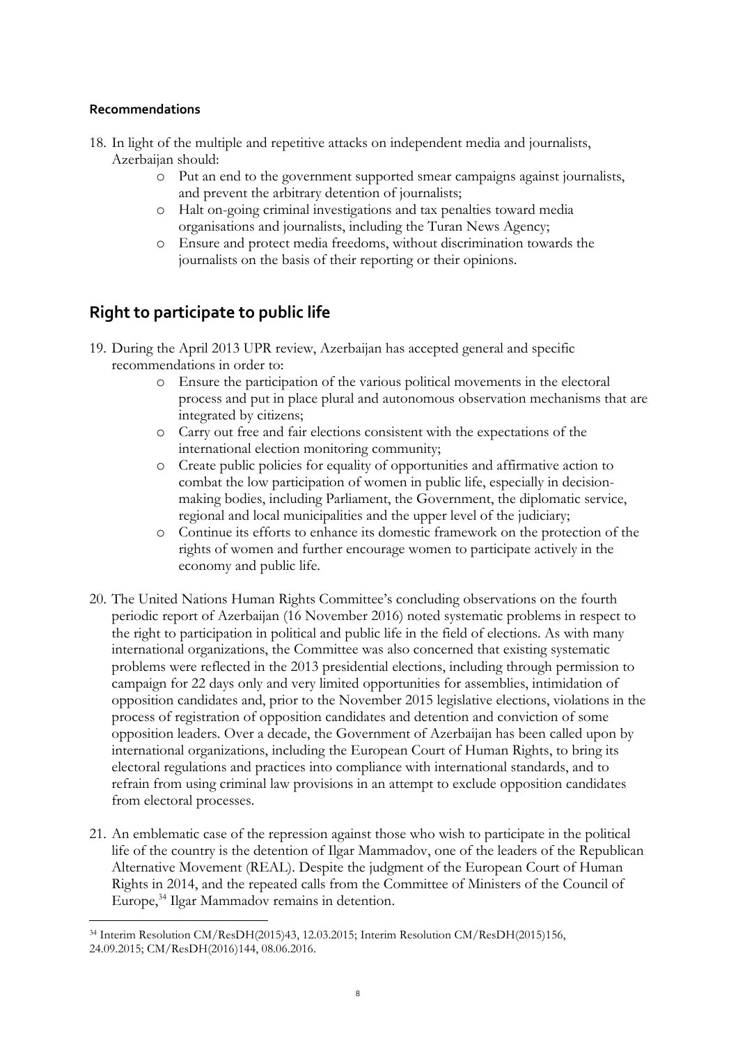#### Recommendations

18. In light of the multiple and repetitive attacks on independent media and journalists, Azerbaijan should:
    - Put an end to the government supported smear campaigns against journalists, and prevent the arbitrary detention of journalists;
    - Halt on-going criminal investigations and tax penalties toward media organisations and journalists, including the Turan News Agency;
    - Ensure and protect media freedoms, without discrimination towards the journalists on the basis of their reporting or their opinions.

## Right to participate to public life

19. During the April 2013 UPR review, Azerbaijan has accepted general and specific recommendations in order to:
    - Ensure the participation of the various political movements in the electoral process and put in place plural and autonomous observation mechanisms that are integrated by citizens;
    - Carry out free and fair elections consistent with the expectations of the international election monitoring community;
    - Create public policies for equality of opportunities and affirmative action to combat the low participation of women in public life, especially in decision-making bodies, including Parliament, the Government, the diplomatic service, regional and local municipalities and the upper level of the judiciary;
    - Continue its efforts to enhance its domestic framework on the protection of the rights of women and further encourage women to participate actively in the economy and public life.

20. The United Nations Human Rights Committee's concluding observations on the fourth periodic report of Azerbaijan (16 November 2016) noted systematic problems in respect to the right to participation in political and public life in the field of elections. As with many international organizations, the Committee was also concerned that existing systematic problems were reflected in the 2013 presidential elections, including through permission to campaign for 22 days only and very limited opportunities for assemblies, intimidation of opposition candidates and, prior to the November 2015 legislative elections, violations in the process of registration of opposition candidates and detention and conviction of some opposition leaders. Over a decade, the Government of Azerbaijan has been called upon by international organizations, including the European Court of Human Rights, to bring its electoral regulations and practices into compliance with international standards, and to refrain from using criminal law provisions in an attempt to exclude opposition candidates from electoral processes.

21. An emblematic case of the repression against those who wish to participate in the political life of the country is the detention of Ilgar Mammadov, one of the leaders of the Republican Alternative Movement (REAL). Despite the judgment of the European Court of Human Rights in 2014, and the repeated calls from the Committee of Ministers of the Council of Europe,[34] Ilgar Mammadov remains in detention.

---

[34] Interim Resolution CM/ResDH(2015)43, 12.03.2015; Interim Resolution CM/ResDH(2015)156, 24.09.2015; CM/ResDH(2016)144, 08.06.2016.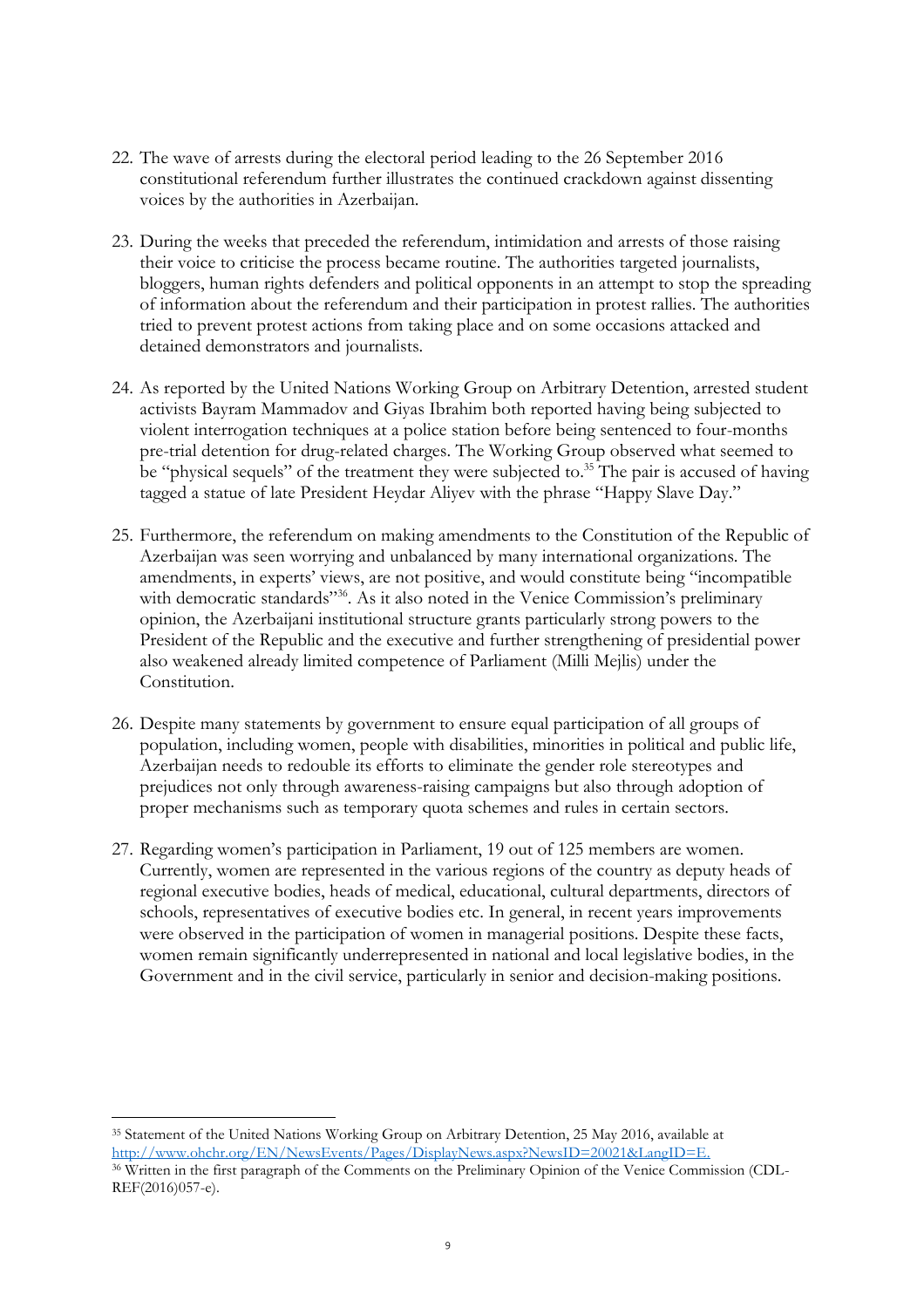22. The wave of arrests during the electoral period leading to the 26 September 2016 constitutional referendum further illustrates the continued crackdown against dissenting voices by the authorities in Azerbaijan.

23. During the weeks that preceded the referendum, intimidation and arrests of those raising their voice to criticise the process became routine. The authorities targeted journalists, bloggers, human rights defenders and political opponents in an attempt to stop the spreading of information about the referendum and their participation in protest rallies. The authorities tried to prevent protest actions from taking place and on some occasions attacked and detained demonstrators and journalists.

24. As reported by the United Nations Working Group on Arbitrary Detention, arrested student activists Bayram Mammadov and Giyas Ibrahim both reported having being subjected to violent interrogation techniques at a police station before being sentenced to four-months pre-trial detention for drug-related charges. The Working Group observed what seemed to be "physical sequels" of the treatment they were subjected to.[35] The pair is accused of having tagged a statue of late President Heydar Aliyev with the phrase "Happy Slave Day."

25. Furthermore, the referendum on making amendments to the Constitution of the Republic of Azerbaijan was seen worrying and unbalanced by many international organizations. The amendments, in experts' views, are not positive, and would constitute being "incompatible with democratic standards"[36]. As it also noted in the Venice Commission's preliminary opinion, the Azerbaijani institutional structure grants particularly strong powers to the President of the Republic and the executive and further strengthening of presidential power also weakened already limited competence of Parliament (Milli Mejlis) under the Constitution.

26. Despite many statements by government to ensure equal participation of all groups of population, including women, people with disabilities, minorities in political and public life, Azerbaijan needs to redouble its efforts to eliminate the gender role stereotypes and prejudices not only through awareness-raising campaigns but also through adoption of proper mechanisms such as temporary quota schemes and rules in certain sectors.

27. Regarding women's participation in Parliament, 19 out of 125 members are women. Currently, women are represented in the various regions of the country as deputy heads of regional executive bodies, heads of medical, educational, cultural departments, directors of schools, representatives of executive bodies etc. In general, in recent years improvements were observed in the participation of women in managerial positions. Despite these facts, women remain significantly underrepresented in national and local legislative bodies, in the Government and in the civil service, particularly in senior and decision-making positions.

---

[35] Statement of the United Nations Working Group on Arbitrary Detention, 25 May 2016, available at http://www.ohchr.org/EN/NewsEvents/Pages/DisplayNews.aspx?NewsID=20021&LangID=E.

[36] Written in the first paragraph of the Comments on the Preliminary Opinion of the Venice Commission (CDL-REF(2016)057-e).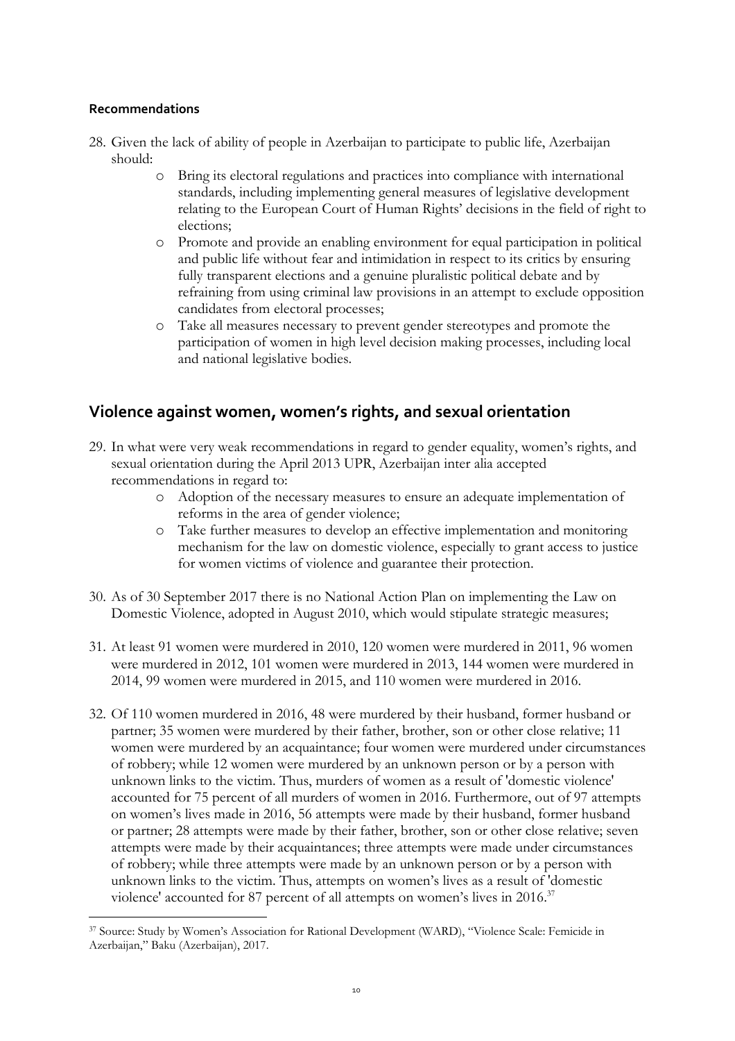**Recommendations**

28. Given the lack of ability of people in Azerbaijan to participate to public life, Azerbaijan should:
    - Bring its electoral regulations and practices into compliance with international standards, including implementing general measures of legislative development relating to the European Court of Human Rights' decisions in the field of right to elections;
    - Promote and provide an enabling environment for equal participation in political and public life without fear and intimidation in respect to its critics by ensuring fully transparent elections and a genuine pluralistic political debate and by refraining from using criminal law provisions in an attempt to exclude opposition candidates from electoral processes;
    - Take all measures necessary to prevent gender stereotypes and promote the participation of women in high level decision making processes, including local and national legislative bodies.

## Violence against women, women's rights, and sexual orientation

29. In what were very weak recommendations in regard to gender equality, women's rights, and sexual orientation during the April 2013 UPR, Azerbaijan inter alia accepted recommendations in regard to:
    - Adoption of the necessary measures to ensure an adequate implementation of reforms in the area of gender violence;
    - Take further measures to develop an effective implementation and monitoring mechanism for the law on domestic violence, especially to grant access to justice for women victims of violence and guarantee their protection.

30. As of 30 September 2017 there is no National Action Plan on implementing the Law on Domestic Violence, adopted in August 2010, which would stipulate strategic measures;

31. At least 91 women were murdered in 2010, 120 women were murdered in 2011, 96 women were murdered in 2012, 101 women were murdered in 2013, 144 women were murdered in 2014, 99 women were murdered in 2015, and 110 women were murdered in 2016.

32. Of 110 women murdered in 2016, 48 were murdered by their husband, former husband or partner; 35 women were murdered by their father, brother, son or other close relative; 11 women were murdered by an acquaintance; four women were murdered under circumstances of robbery; while 12 women were murdered by an unknown person or by a person with unknown links to the victim. Thus, murders of women as a result of 'domestic violence' accounted for 75 percent of all murders of women in 2016. Furthermore, out of 97 attempts on women's lives made in 2016, 56 attempts were made by their husband, former husband or partner; 28 attempts were made by their father, brother, son or other close relative; seven attempts were made by their acquaintances; three attempts were made under circumstances of robbery; while three attempts were made by an unknown person or by a person with unknown links to the victim. Thus, attempts on women's lives as a result of 'domestic violence' accounted for 87 percent of all attempts on women's lives in 2016.[37]

---

[37] Source: Study by Women's Association for Rational Development (WARD), "Violence Scale: Femicide in Azerbaijan," Baku (Azerbaijan), 2017.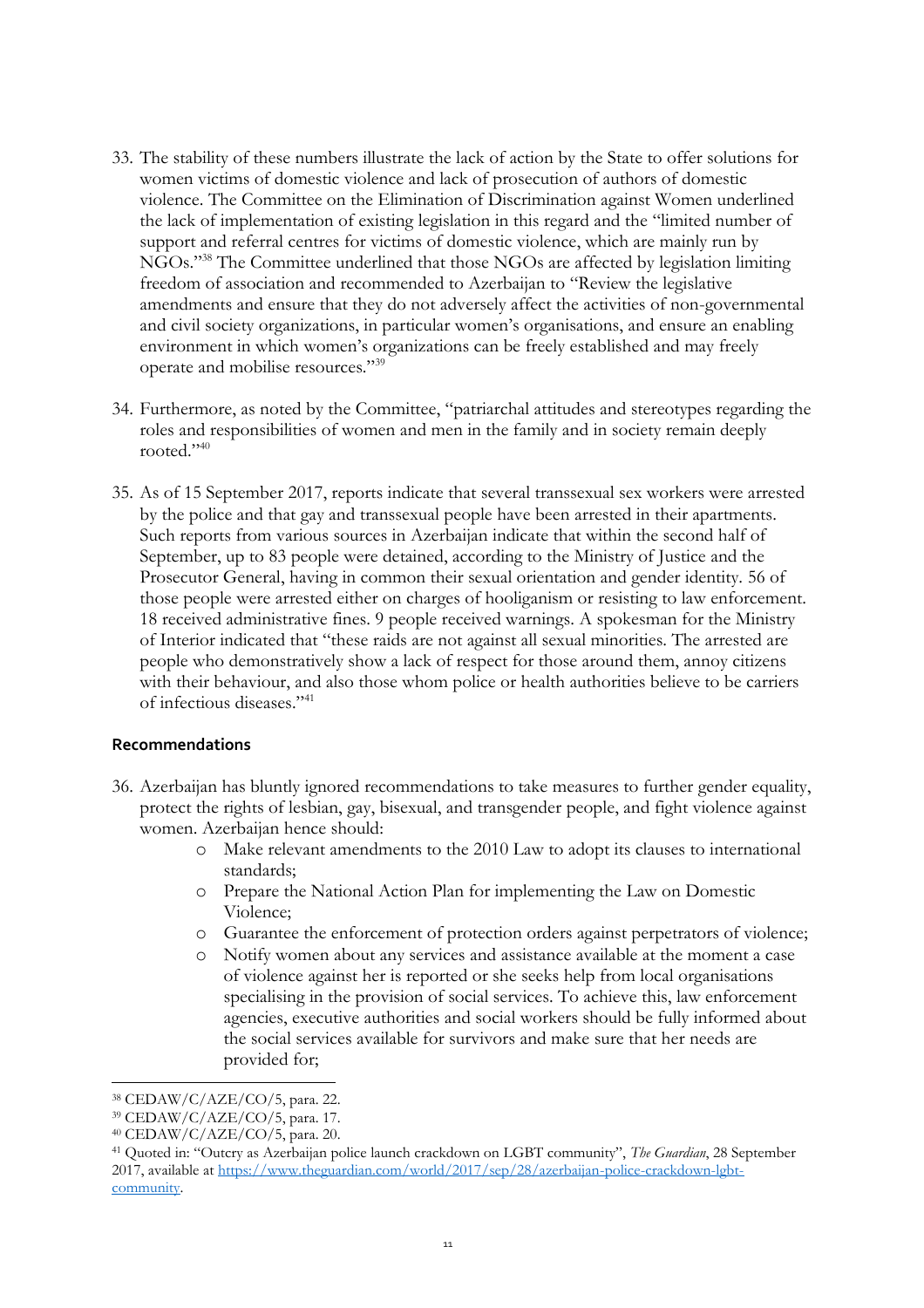33. The stability of these numbers illustrate the lack of action by the State to offer solutions for women victims of domestic violence and lack of prosecution of authors of domestic violence. The Committee on the Elimination of Discrimination against Women underlined the lack of implementation of existing legislation in this regard and the "limited number of support and referral centres for victims of domestic violence, which are mainly run by NGOs."[38] The Committee underlined that those NGOs are affected by legislation limiting freedom of association and recommended to Azerbaijan to "Review the legislative amendments and ensure that they do not adversely affect the activities of non-governmental and civil society organizations, in particular women's organisations, and ensure an enabling environment in which women's organizations can be freely established and may freely operate and mobilise resources."[39]

34. Furthermore, as noted by the Committee, "patriarchal attitudes and stereotypes regarding the roles and responsibilities of women and men in the family and in society remain deeply rooted."[40]

35. As of 15 September 2017, reports indicate that several transsexual sex workers were arrested by the police and that gay and transsexual people have been arrested in their apartments. Such reports from various sources in Azerbaijan indicate that within the second half of September, up to 83 people were detained, according to the Ministry of Justice and the Prosecutor General, having in common their sexual orientation and gender identity. 56 of those people were arrested either on charges of hooliganism or resisting to law enforcement. 18 received administrative fines. 9 people received warnings. A spokesman for the Ministry of Interior indicated that "these raids are not against all sexual minorities. The arrested are people who demonstratively show a lack of respect for those around them, annoy citizens with their behaviour, and also those whom police or health authorities believe to be carriers of infectious diseases."[41]

## Recommendations

36. Azerbaijan has bluntly ignored recommendations to take measures to further gender equality, protect the rights of lesbian, gay, bisexual, and transgender people, and fight violence against women. Azerbaijan hence should:
    - Make relevant amendments to the 2010 Law to adopt its clauses to international standards;
    - Prepare the National Action Plan for implementing the Law on Domestic Violence;
    - Guarantee the enforcement of protection orders against perpetrators of violence;
    - Notify women about any services and assistance available at the moment a case of violence against her is reported or she seeks help from local organisations specialising in the provision of social services. To achieve this, law enforcement agencies, executive authorities and social workers should be fully informed about the social services available for survivors and make sure that her needs are provided for;

---

[38] CEDAW/C/AZE/CO/5, para. 22.

[39] CEDAW/C/AZE/CO/5, para. 17.

[40] CEDAW/C/AZE/CO/5, para. 20.

[41] Quoted in: "Outcry as Azerbaijan police launch crackdown on LGBT community", *The Guardian*, 28 September 2017, available at https://www.theguardian.com/world/2017/sep/28/azerbaijan-police-crackdown-lgbt-community.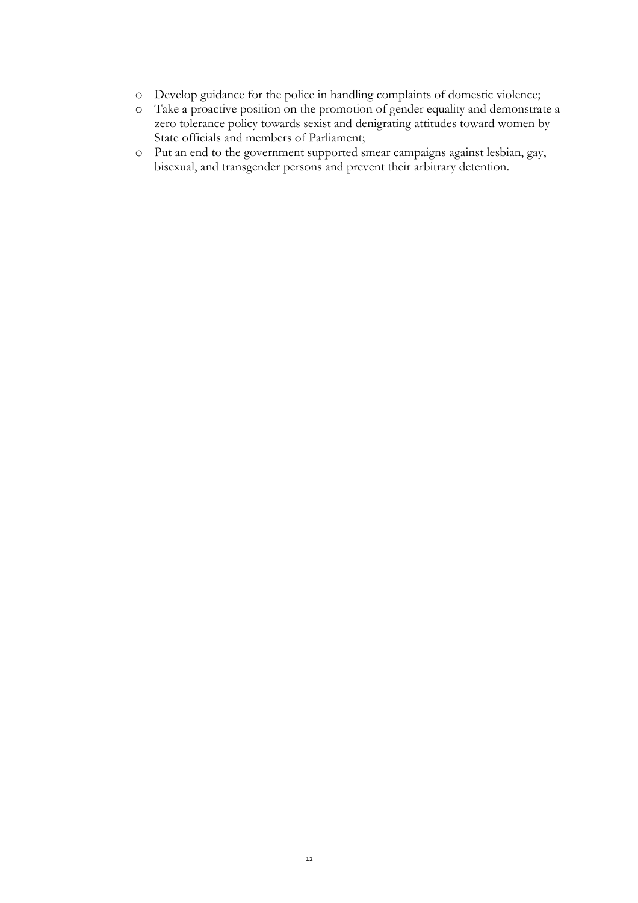- Develop guidance for the police in handling complaints of domestic violence;
- Take a proactive position on the promotion of gender equality and demonstrate a zero tolerance policy towards sexist and denigrating attitudes toward women by State officials and members of Parliament;
- Put an end to the government supported smear campaigns against lesbian, gay, bisexual, and transgender persons and prevent their arbitrary detention.